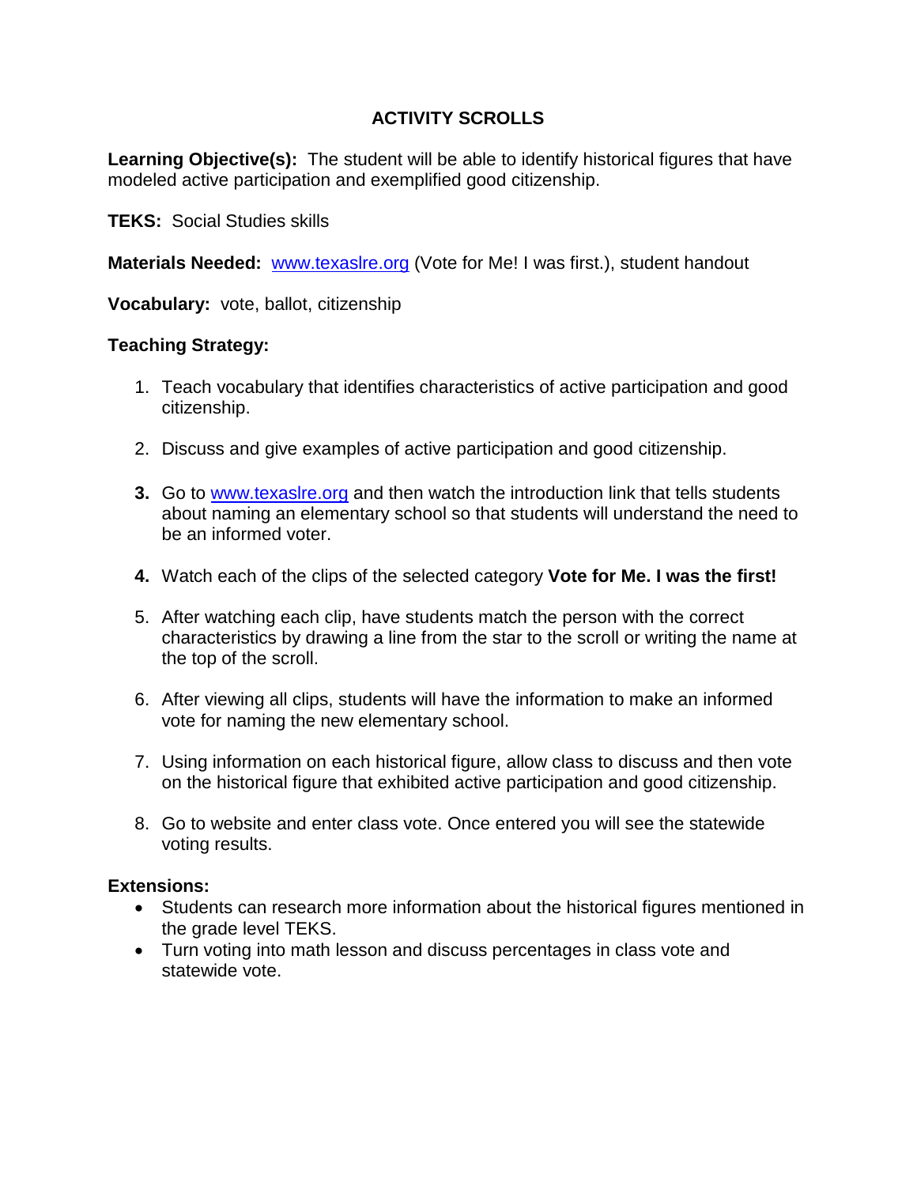# ACTIVITY SCROLLS

**Learning Objective(s):** The student will be able to identify historical figures that have modeled active participation and exemplified good citizenship.

**TEKS:** Social Studies skills

**Materials Needed:** www.texaslre.org (Vote for Me! I was first.), student handout

**Vocabulary:** vote, ballot, citizenship

**Teaching Strategy:**

1. Teach vocabulary that identifies characteristics of active participation and good citizenship.
2. Discuss and give examples of active participation and good citizenship.
3. Go to www.texaslre.org and then watch the introduction link that tells students about naming an elementary school so that students will understand the need to be an informed voter.
4. Watch each of the clips of the selected category **Vote for Me. I was the first!**
5. After watching each clip, have students match the person with the correct characteristics by drawing a line from the star to the scroll or writing the name at the top of the scroll.
6. After viewing all clips, students will have the information to make an informed vote for naming the new elementary school.
7. Using information on each historical figure, allow class to discuss and then vote on the historical figure that exhibited active participation and good citizenship.
8. Go to website and enter class vote. Once entered you will see the statewide voting results.

**Extensions:**

- Students can research more information about the historical figures mentioned in the grade level TEKS.
- Turn voting into math lesson and discuss percentages in class vote and statewide vote.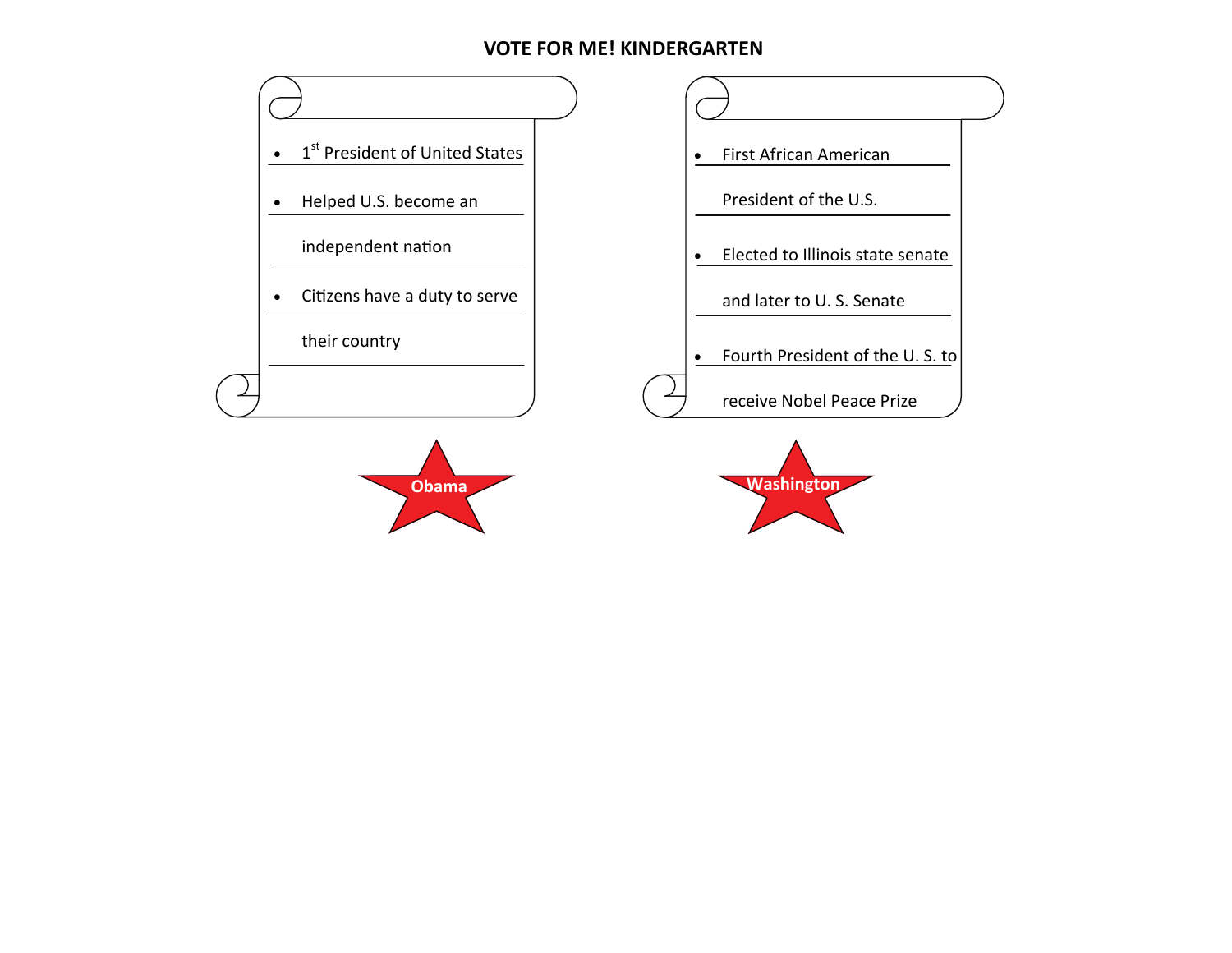# VOTE FOR ME! KINDERGARTEN

- 1st President of United States
- Helped U.S. become an independent nation
- Citizens have a duty to serve their country

- First African American President of the U.S.
- Elected to Illinois state senate and later to U. S. Senate
- Fourth President of the U. S. to receive Nobel Peace Prize

Obama

Washington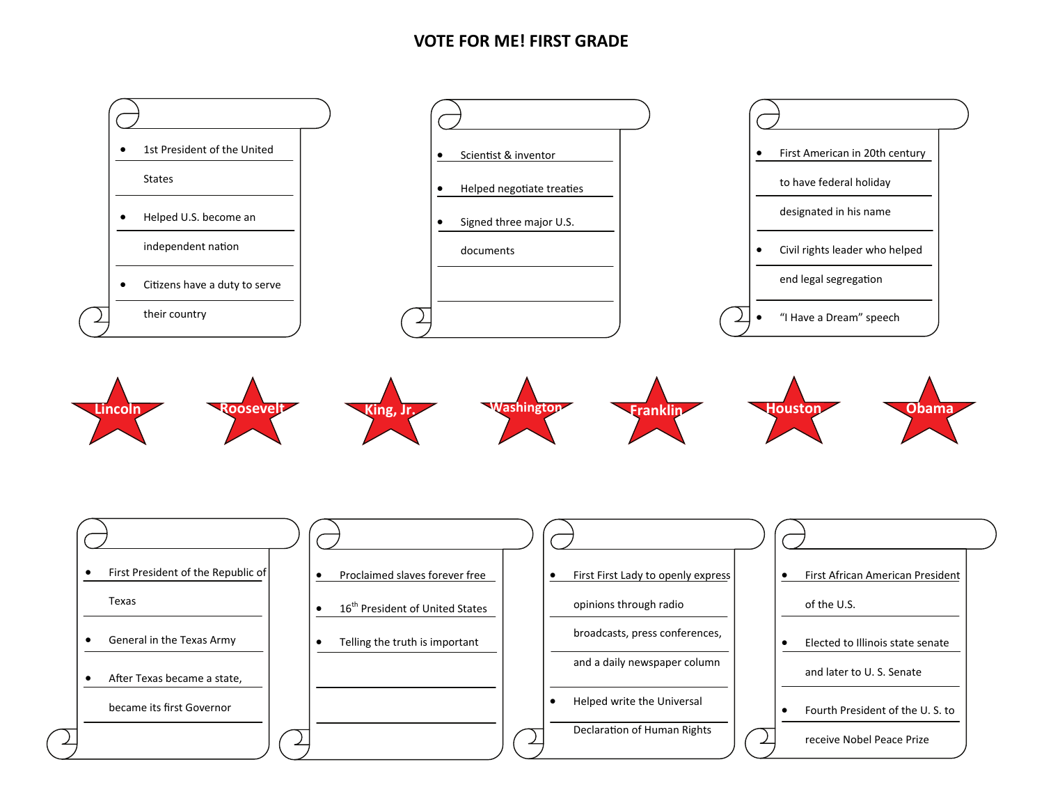# VOTE FOR ME! FIRST GRADE

- 1st President of the United States
- Helped U.S. become an independent nation
- Citizens have a duty to serve their country

- Scientist & inventor
- Helped negotiate treaties
- Signed three major U.S. documents

- First American in 20th century to have federal holiday designated in his name
- Civil rights leader who helped end legal segregation
- "I Have a Dream" speech

Lincoln

Roosevelt

King, Jr.

Washington

Franklin

Houston

Obama

- First President of the Republic of Texas
- General in the Texas Army
- After Texas became a state, became its first Governor

- Proclaimed slaves forever free
- 16th President of United States
- Telling the truth is important

- First First Lady to openly express opinions through radio broadcasts, press conferences, and a daily newspaper column
- Helped write the Universal Declaration of Human Rights

- First African American President of the U.S.
- Elected to Illinois state senate and later to U. S. Senate
- Fourth President of the U. S. to receive Nobel Peace Prize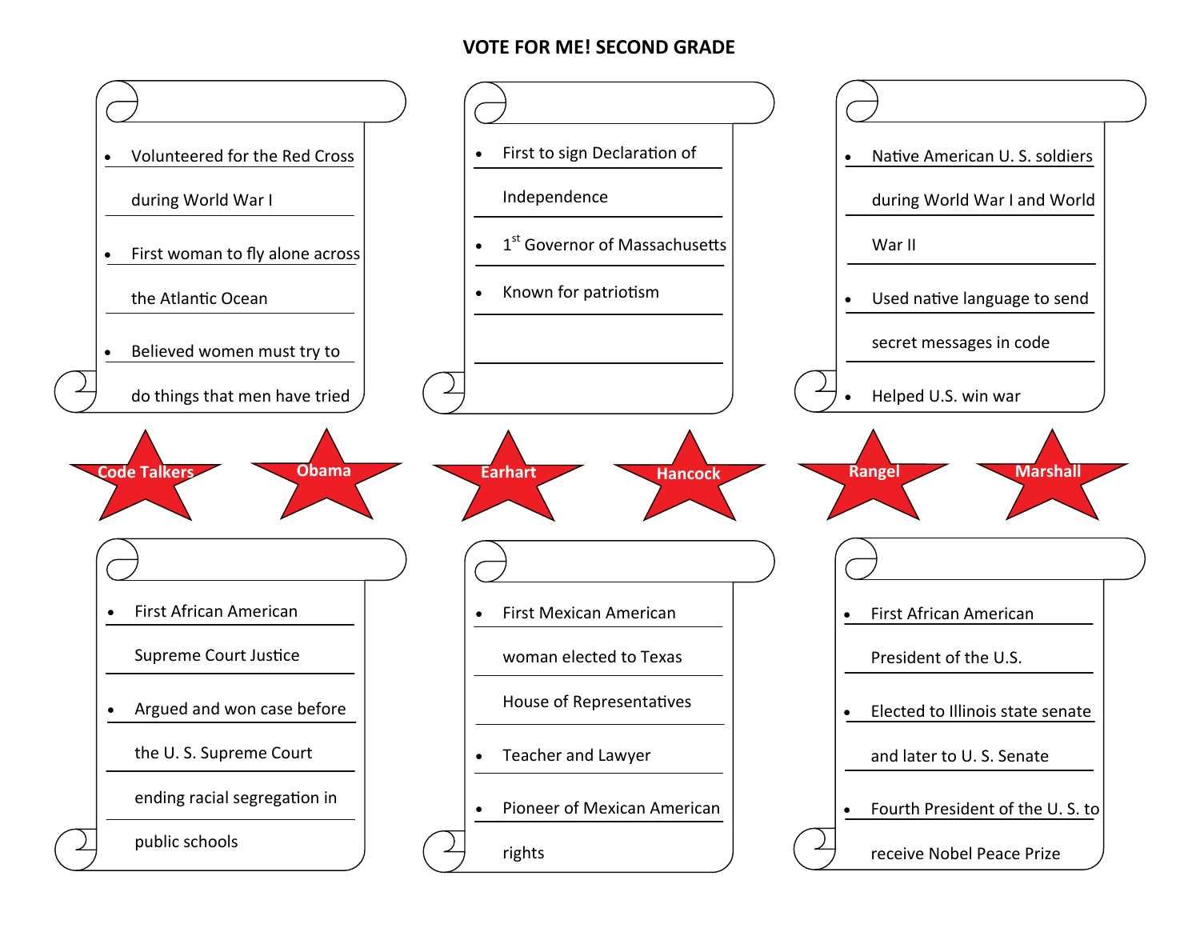# VOTE FOR ME! SECOND GRADE

- Volunteered for the Red Cross during World War I
- First woman to fly alone across the Atlantic Ocean
- Believed women must try to do things that men have tried

- First to sign Declaration of Independence
- 1st Governor of Massachusetts
- Known for patriotism

- Native American U. S. soldiers during World War I and World War II
- Used native language to send secret messages in code
- Helped U.S. win war

**Code Talkers** | **Obama** | **Earhart** | **Hancock** | **Rangel** | **Marshall**

- First African American Supreme Court Justice
- Argued and won case before the U. S. Supreme Court ending racial segregation in public schools

- First Mexican American woman elected to Texas House of Representatives
- Teacher and Lawyer
- Pioneer of Mexican American rights

- First African American President of the U.S.
- Elected to Illinois state senate and later to U. S. Senate
- Fourth President of the U. S. to receive Nobel Peace Prize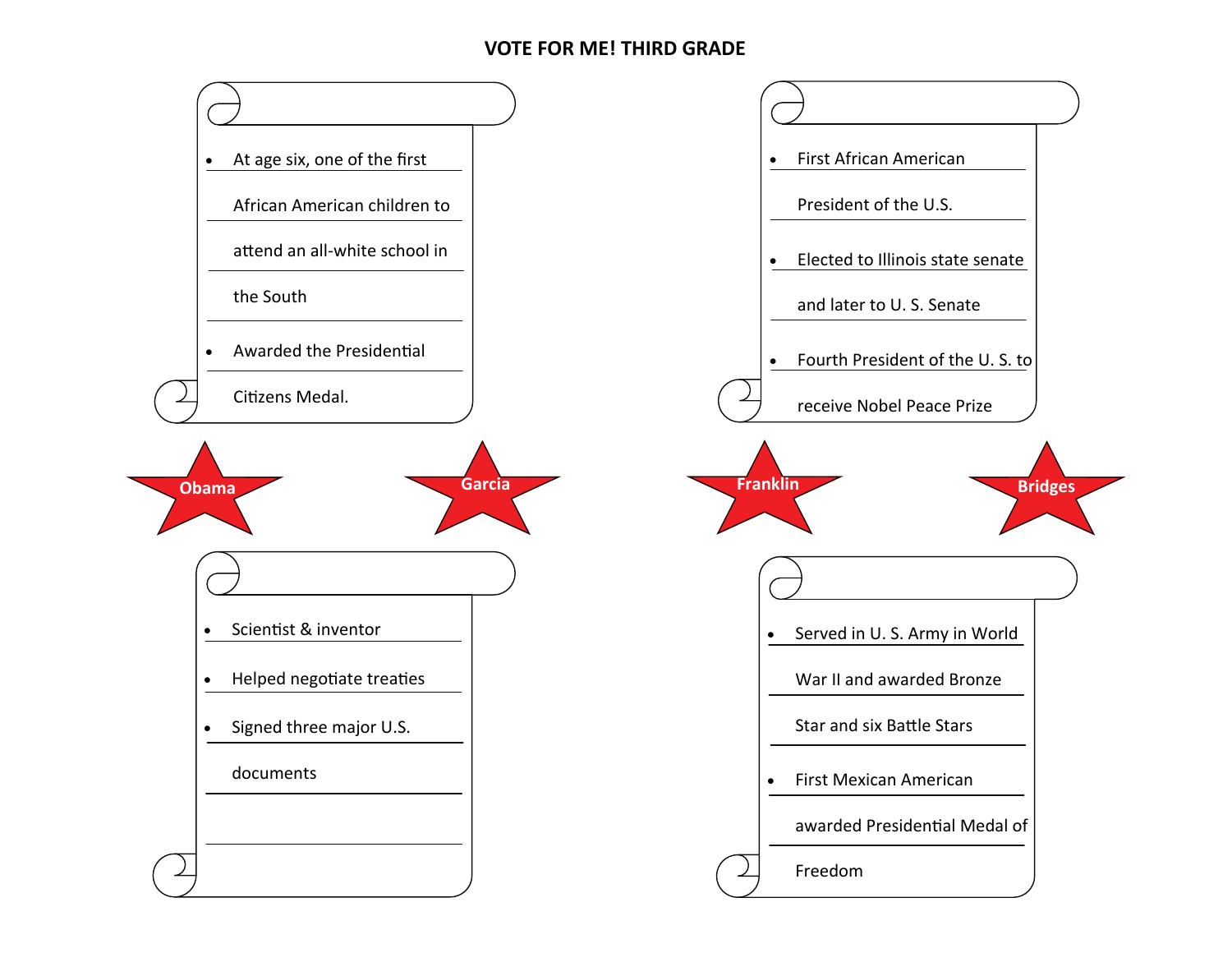# VOTE FOR ME! THIRD GRADE

- At age six, one of the first African American children to attend an all-white school in the South
- Awarded the Presidential Citizens Medal.

- First African American President of the U.S.
- Elected to Illinois state senate and later to U. S. Senate
- Fourth President of the U. S. to receive Nobel Peace Prize

Obama

Garcia

Franklin

Bridges

- Scientist & inventor
- Helped negotiate treaties
- Signed three major U.S. documents

- Served in U. S. Army in World War II and awarded Bronze Star and six Battle Stars
- First Mexican American awarded Presidential Medal of Freedom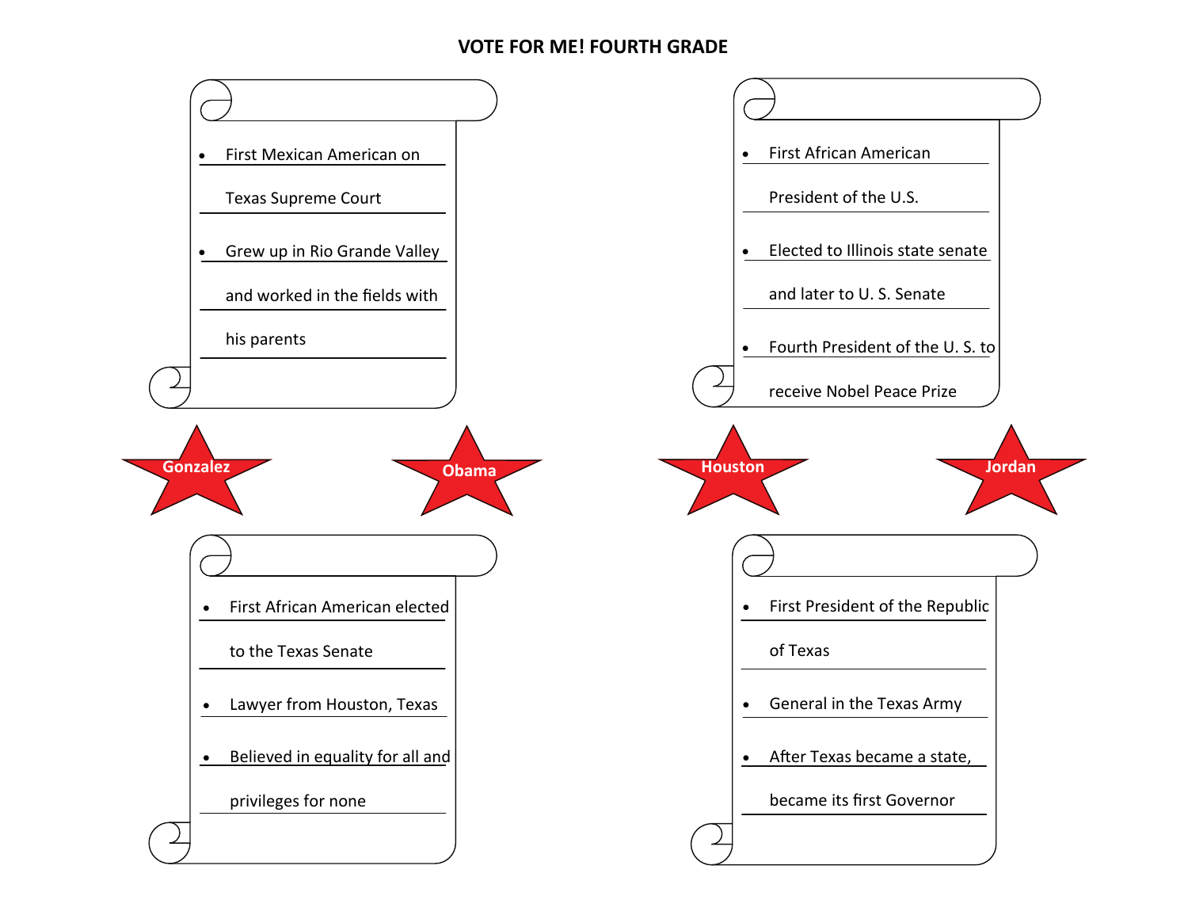# VOTE FOR ME! FOURTH GRADE

- First Mexican American on Texas Supreme Court
- Grew up in Rio Grande Valley and worked in the fields with his parents

- First African American President of the U.S.
- Elected to Illinois state senate and later to U. S. Senate
- Fourth President of the U. S. to receive Nobel Peace Prize

Gonzalez

Obama

Houston

Jordan

- First African American elected to the Texas Senate
- Lawyer from Houston, Texas
- Believed in equality for all and privileges for none

- First President of the Republic of Texas
- General in the Texas Army
- After Texas became a state, became its first Governor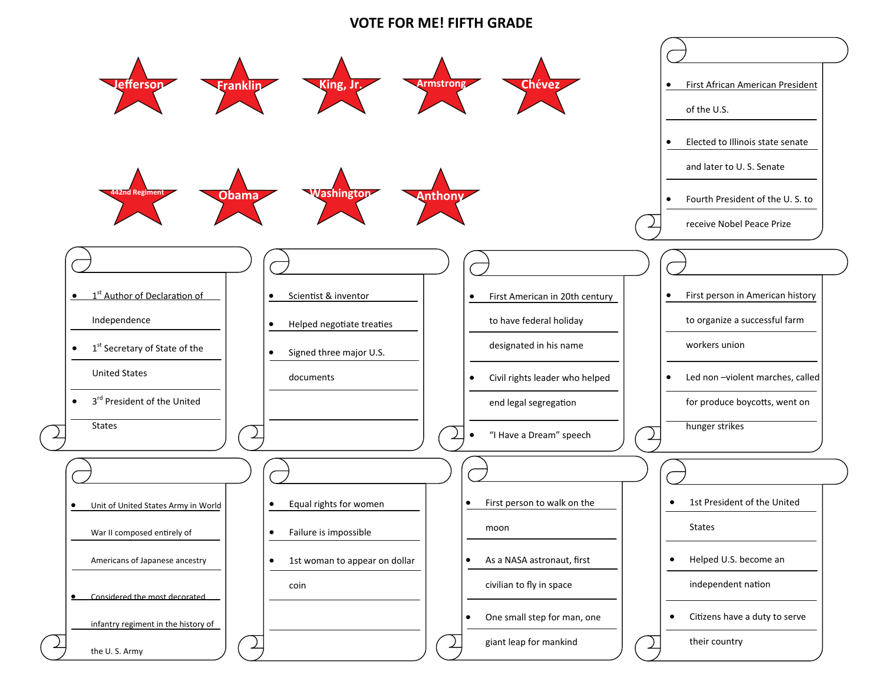# VOTE FOR ME! FIFTH GRADE

Jefferson

Franklin

King, Jr.

Armstrong

Chévez

442nd Regiment

Obama

Washington

Anthony

- First African American President of the U.S.
- Elected to Illinois state senate and later to U. S. Senate
- Fourth President of the U. S. to receive Nobel Peace Prize

---

- 1st Author of Declaration of Independence
- 1st Secretary of State of the United States
- 3rd President of the United States

---

- Scientist & inventor
- Helped negotiate treaties
- Signed three major U.S. documents

---

- First American in 20th century to have federal holiday designated in his name
- Civil rights leader who helped end legal segregation
- "I Have a Dream" speech

---

- First person in American history to organize a successful farm workers union
- Led non –violent marches, called for produce boycotts, went on hunger strikes

---

- Unit of United States Army in World War II composed entirely of Americans of Japanese ancestry
- Considered the most decorated infantry regiment in the history of the U. S. Army

---

- Equal rights for women
- Failure is impossible
- 1st woman to appear on dollar coin

---

- First person to walk on the moon
- As a NASA astronaut, first civilian to fly in space
- One small step for man, one giant leap for mankind

---

- 1st President of the United States
- Helped U.S. become an independent nation
- Citizens have a duty to serve their country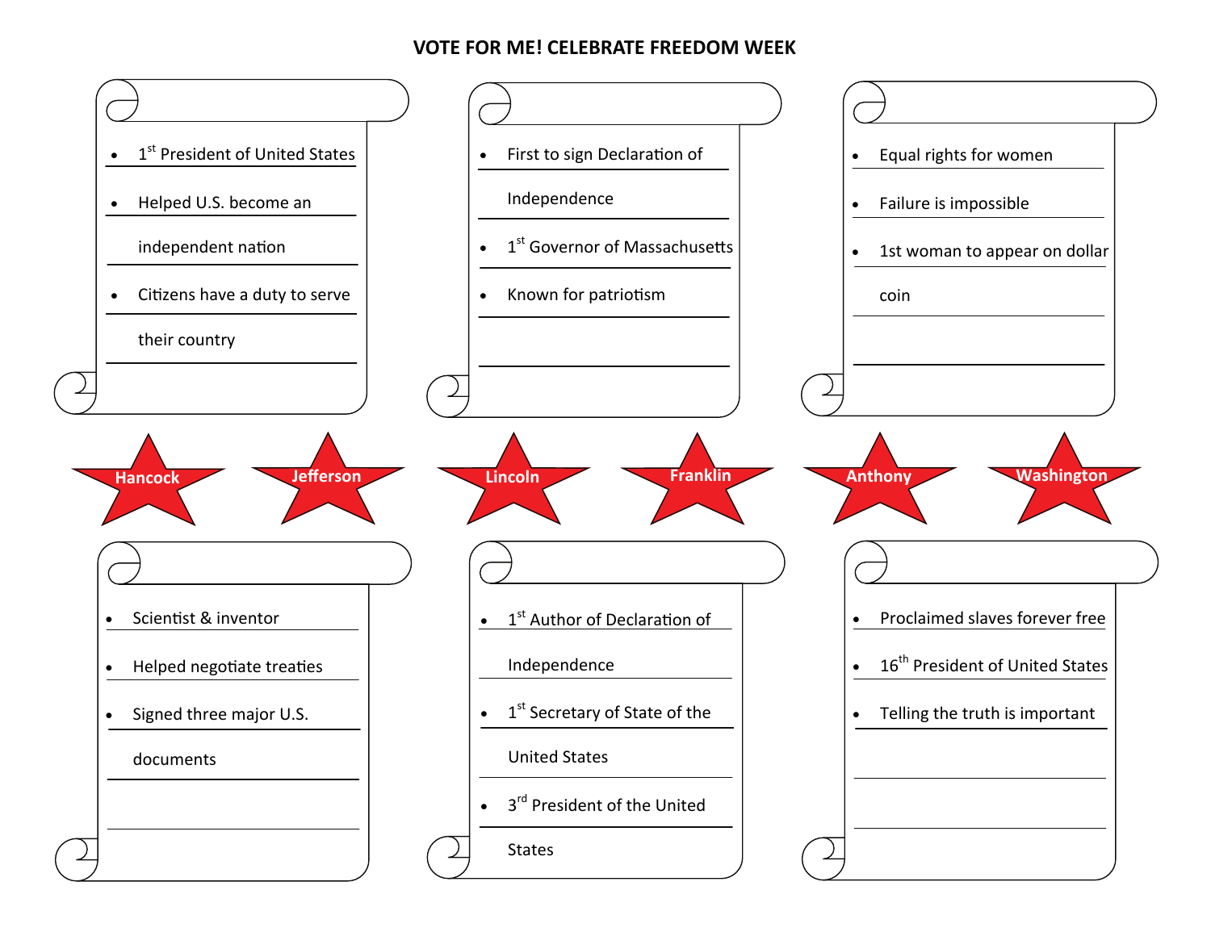# VOTE FOR ME! CELEBRATE FREEDOM WEEK

- 1st President of United States
- Helped U.S. become an independent nation
- Citizens have a duty to serve their country

---

- First to sign Declaration of Independence
- 1st Governor of Massachusetts
- Known for patriotism

---

- Equal rights for women
- Failure is impossible
- 1st woman to appear on dollar coin

---

**Hancock** | **Jefferson** | **Lincoln** | **Franklin** | **Anthony** | **Washington**

---

- Scientist & inventor
- Helped negotiate treaties
- Signed three major U.S. documents

---

- 1st Author of Declaration of Independence
- 1st Secretary of State of the United States
- 3rd President of the United States

---

- Proclaimed slaves forever free
- 16th President of United States
- Telling the truth is important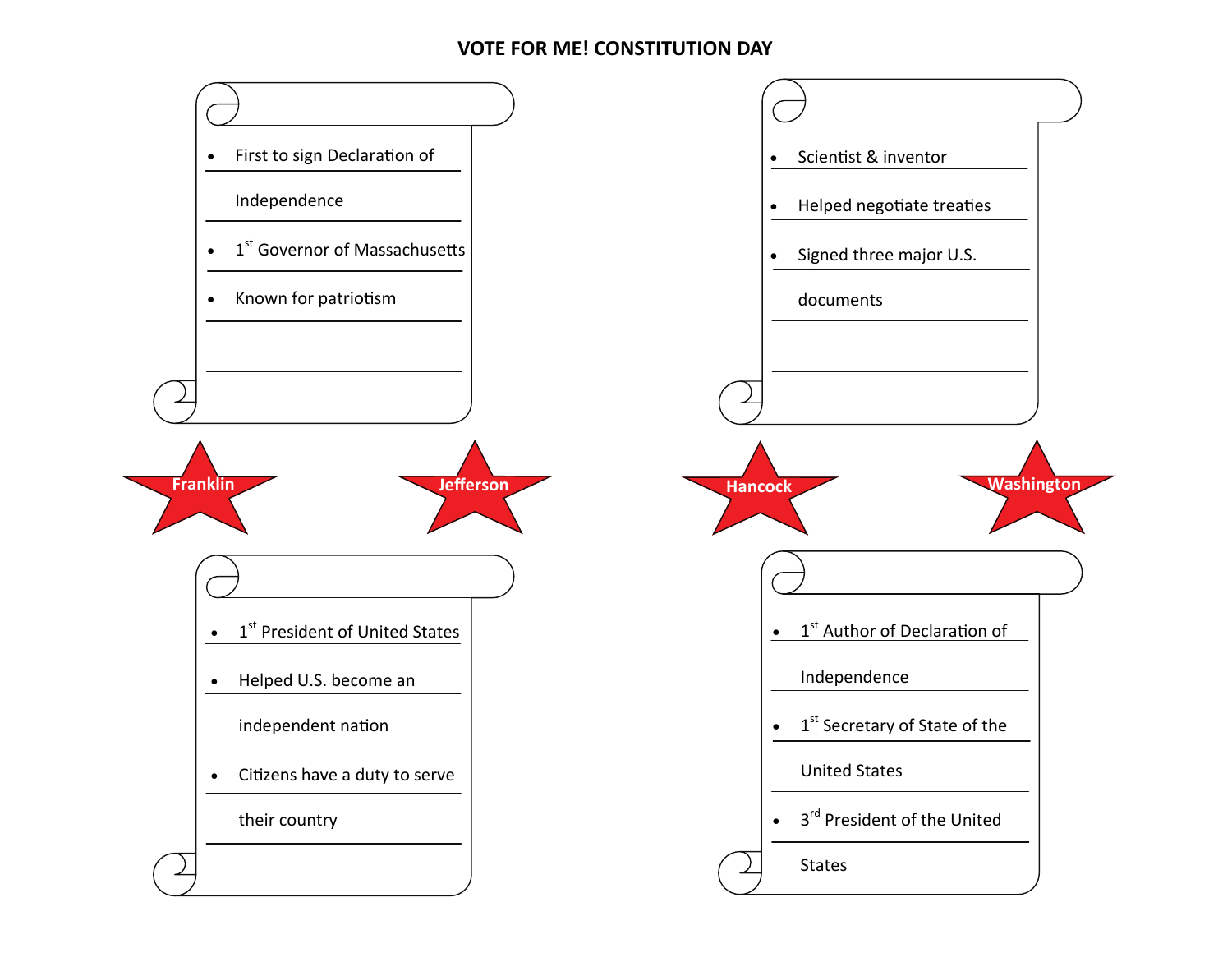# VOTE FOR ME! CONSTITUTION DAY

- First to sign Declaration of Independence
- 1st Governor of Massachusetts
- Known for patriotism

- Scientist & inventor
- Helped negotiate treaties
- Signed three major U.S. documents

Franklin

Jefferson

Hancock

Washington

- 1st President of United States
- Helped U.S. become an independent nation
- Citizens have a duty to serve their country

- 1st Author of Declaration of Independence
- 1st Secretary of State of the United States
- 3rd President of the United States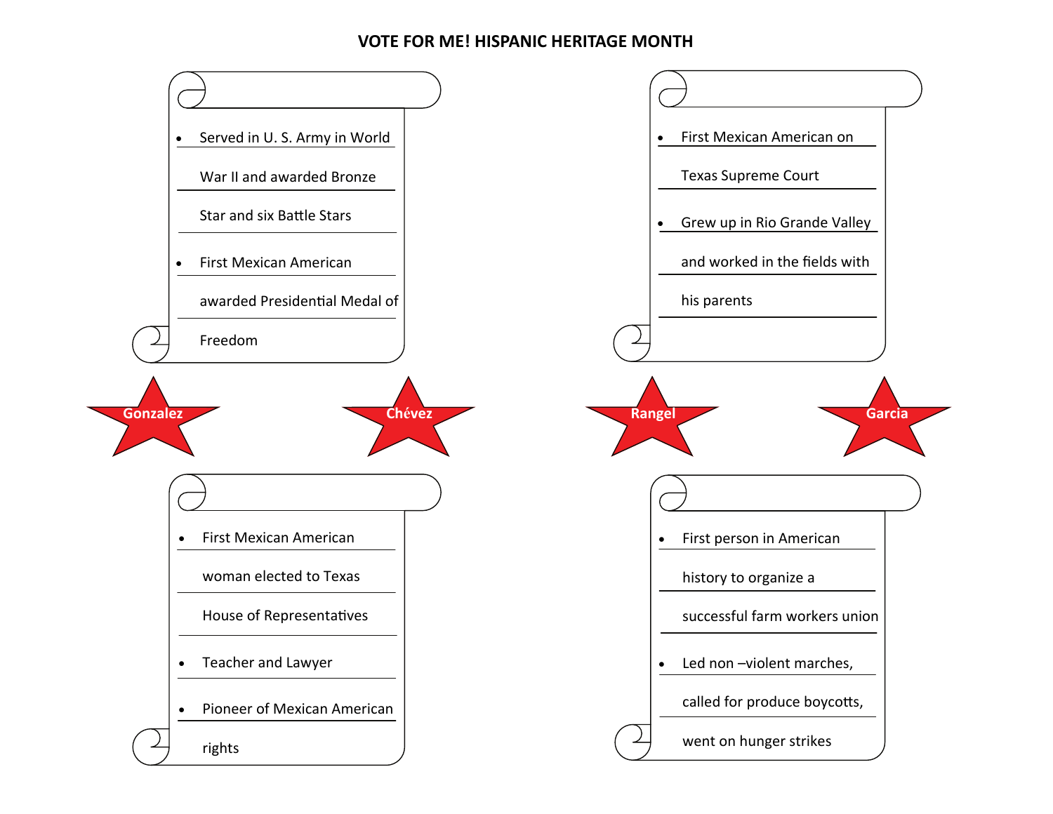# VOTE FOR ME! HISPANIC HERITAGE MONTH

- Served in U. S. Army in World War II and awarded Bronze Star and six Battle Stars
- First Mexican American awarded Presidential Medal of Freedom

---

- First Mexican American on Texas Supreme Court
- Grew up in Rio Grande Valley and worked in the fields with his parents

---

**Gonzalez** **Chávez** **Rangel** **Garcia**

---

- First Mexican American woman elected to Texas House of Representatives
- Teacher and Lawyer
- Pioneer of Mexican American rights

---

- First person in American history to organize a successful farm workers union
- Led non –violent marches, called for produce boycotts, went on hunger strikes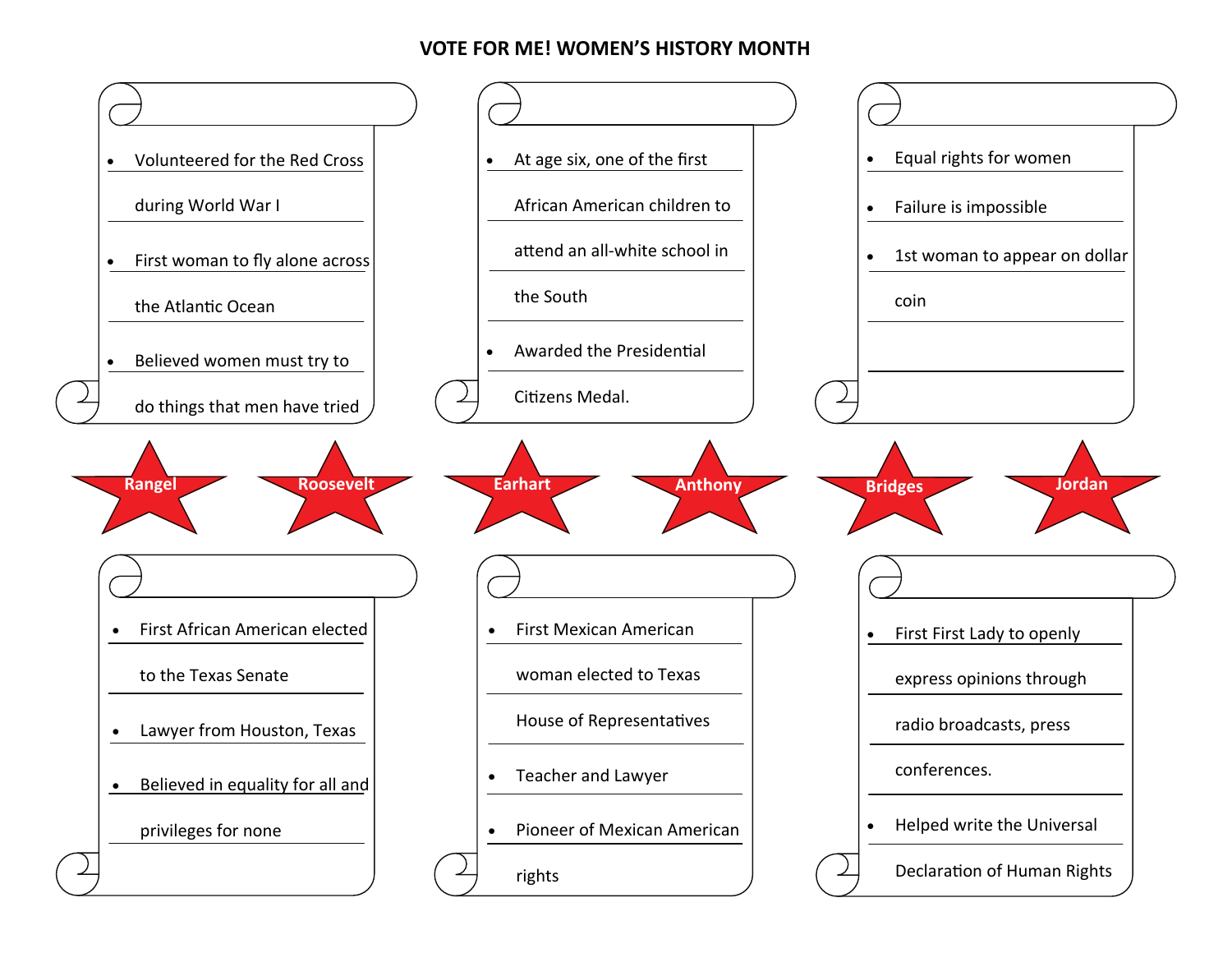# VOTE FOR ME! WOMEN'S HISTORY MONTH

- Volunteered for the Red Cross during World War I
- First woman to fly alone across the Atlantic Ocean
- Believed women must try to do things that men have tried

- At age six, one of the first African American children to attend an all-white school in the South
- Awarded the Presidential Citizens Medal.

- Equal rights for women
- Failure is impossible
- 1st woman to appear on dollar coin

**Rangel** **Roosevelt** **Earhart** **Anthony** **Bridges** **Jordan**

- First African American elected to the Texas Senate
- Lawyer from Houston, Texas
- Believed in equality for all and privileges for none

- First Mexican American woman elected to Texas House of Representatives
- Teacher and Lawyer
- Pioneer of Mexican American rights

- First First Lady to openly express opinions through radio broadcasts, press conferences.
- Helped write the Universal Declaration of Human Rights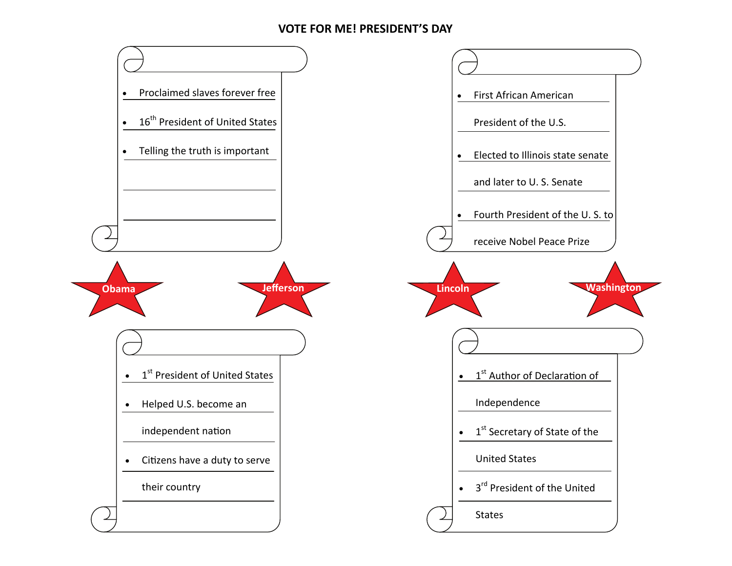# VOTE FOR ME! PRESIDENT'S DAY

- Proclaimed slaves forever free
- 16th President of United States
- Telling the truth is important

- First African American President of the U.S.
- Elected to Illinois state senate and later to U. S. Senate
- Fourth President of the U. S. to receive Nobel Peace Prize

**Obama** **Jefferson** **Lincoln** **Washington**

- 1st President of United States
- Helped U.S. become an independent nation
- Citizens have a duty to serve their country

- 1st Author of Declaration of Independence
- 1st Secretary of State of the United States
- 3rd President of the United States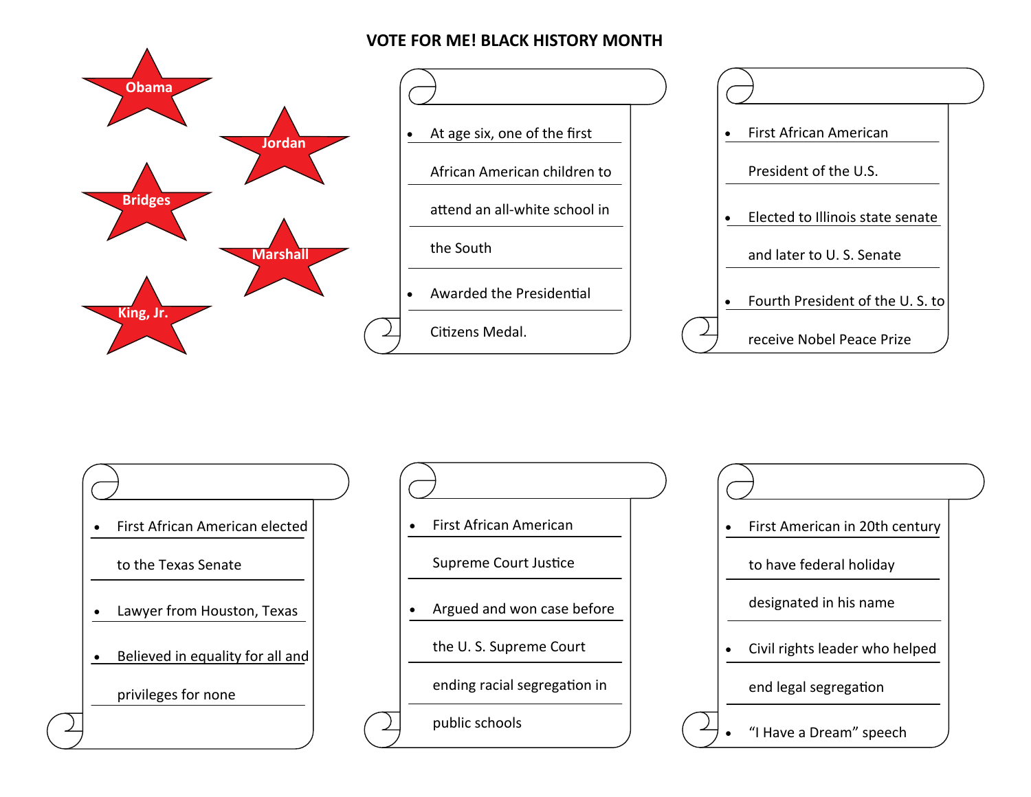# VOTE FOR ME! BLACK HISTORY MONTH

- Obama
- Jordan
- Bridges
- Marshall
- King, Jr.

---

- At age six, one of the first African American children to attend an all-white school in the South
- Awarded the Presidential Citizens Medal.

---

- First African American President of the U.S.
- Elected to Illinois state senate and later to U. S. Senate
- Fourth President of the U. S. to receive Nobel Peace Prize

---

- First African American elected to the Texas Senate
- Lawyer from Houston, Texas
- Believed in equality for all and privileges for none

---

- First African American Supreme Court Justice
- Argued and won case before the U. S. Supreme Court ending racial segregation in public schools

---

- First American in 20th century to have federal holiday designated in his name
- Civil rights leader who helped end legal segregation
- "I Have a Dream" speech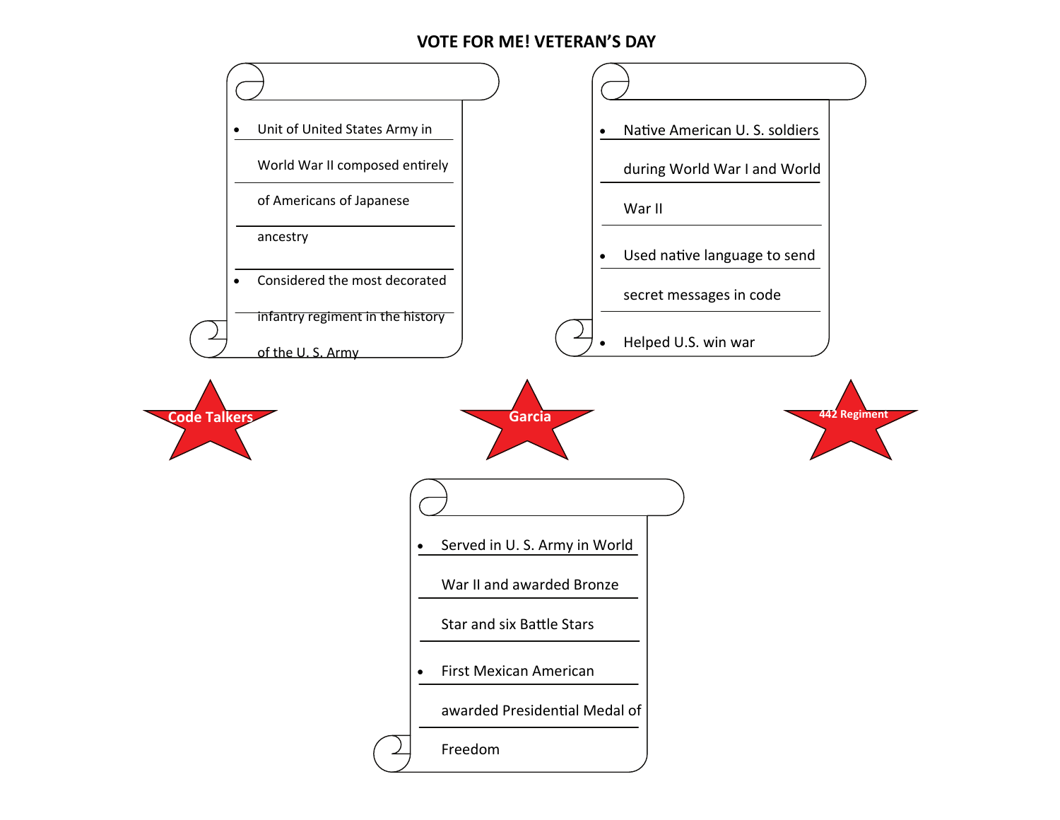# VOTE FOR ME! VETERAN'S DAY

- Unit of United States Army in World War II composed entirely of Americans of Japanese ancestry
- Considered the most decorated infantry regiment in the history of the U. S. Army

- Native American U. S. soldiers during World War I and World War II
- Used native language to send secret messages in code
- Helped U.S. win war

Code Talkers

Garcia

442 Regiment

- Served in U. S. Army in World War II and awarded Bronze Star and six Battle Stars
- First Mexican American awarded Presidential Medal of Freedom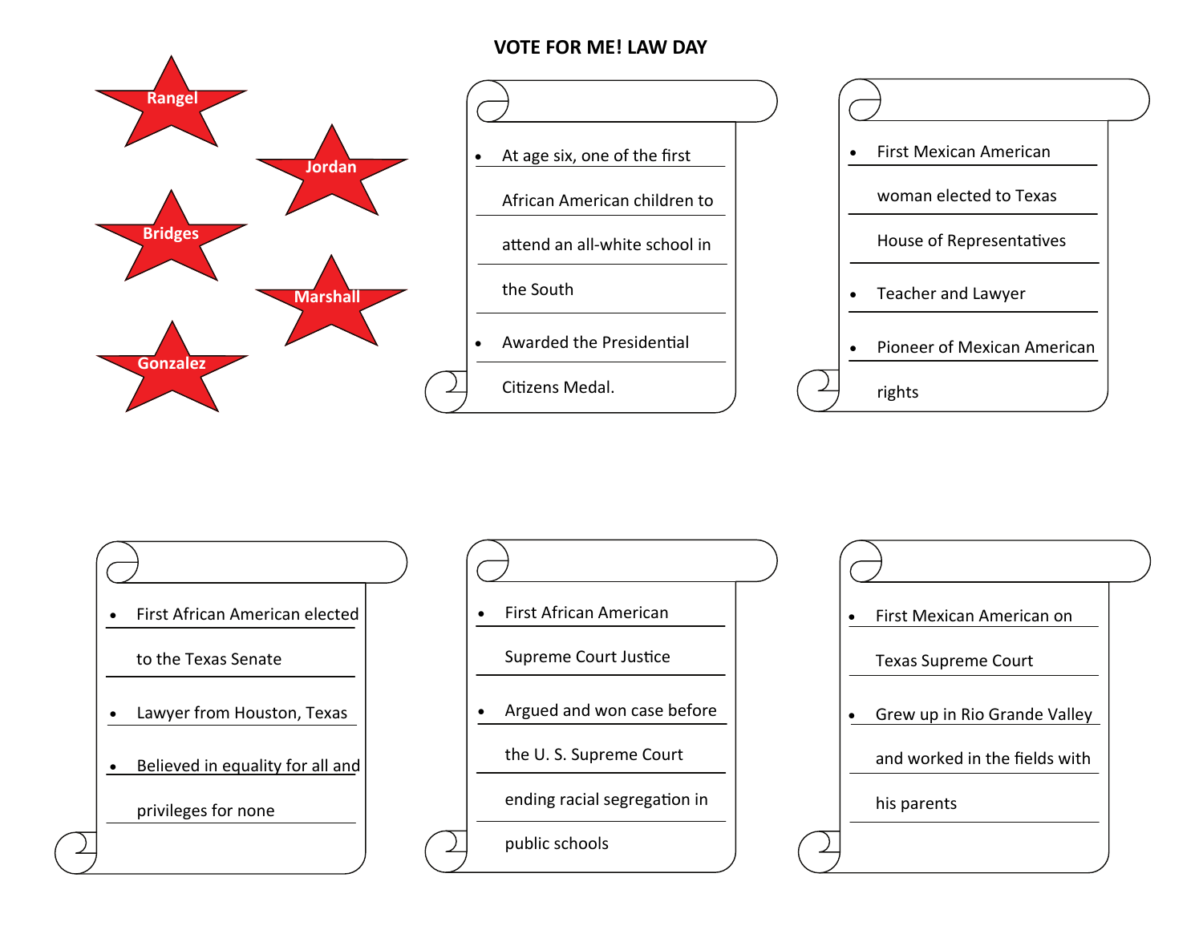# VOTE FOR ME! LAW DAY

Rangel

Jordan

Bridges

Marshall

Gonzalez

- At age six, one of the first African American children to attend an all-white school in the South
- Awarded the Presidential Citizens Medal.

- First Mexican American woman elected to Texas House of Representatives
- Teacher and Lawyer
- Pioneer of Mexican American rights

- First African American elected to the Texas Senate
- Lawyer from Houston, Texas
- Believed in equality for all and privileges for none

- First African American Supreme Court Justice
- Argued and won case before the U. S. Supreme Court ending racial segregation in public schools

- First Mexican American on Texas Supreme Court
- Grew up in Rio Grande Valley and worked in the fields with his parents